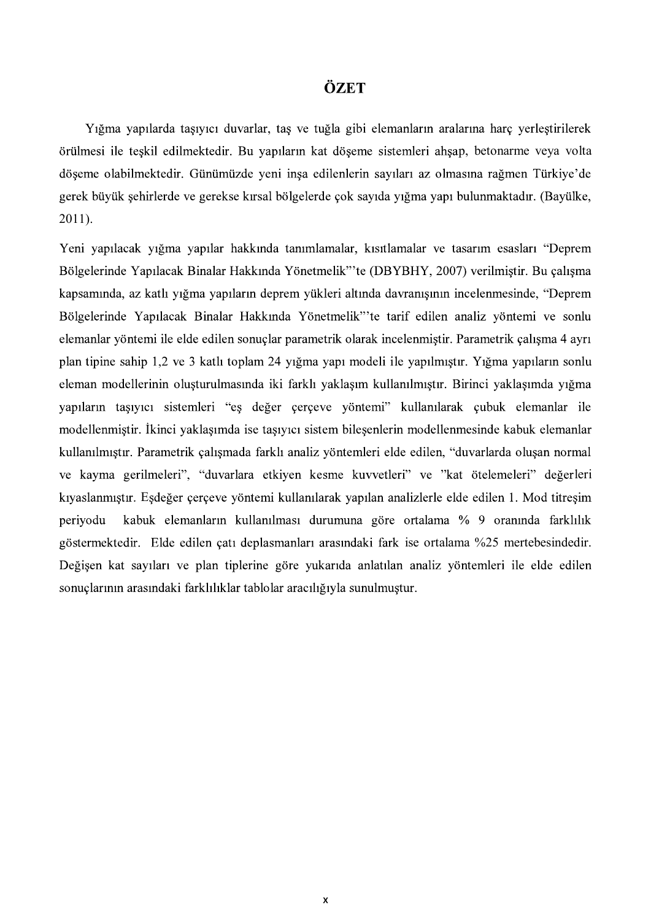# ÖZET

Yığma yapılarda taşıyıcı duvarlar, taş ve tuğla gibi elemanların aralarına harç yerleştirilerek örülmesi ile teşkil edilmektedir. Bu yapıların kat döşeme sistemleri ahşap, betonarme veya volta döşeme olabilmektedir. Günümüzde yeni inşa edilenlerin sayıları az olmasına rağmen Türkiye'de gerek büyük şehirlerde ve gerekse kırsal bölgelerde çok sayıda yığma yapı bulunmaktadır. (Bayülke, 2011).

Yeni yapılacak yığma yapılar hakkında tanımlamalar, kısıtlamalar ve tasarım esasları "Deprem Bölgelerinde Yapılacak Binalar Hakkında Yönetmelik"'te (DBYBHY, 2007) verilmiştir. Bu çalışma kapsamında, az katlı yığma yapıların deprem yükleri altında davranışının incelenmesinde, "Deprem Bölgelerinde Yapılacak Binalar Hakkında Yönetmelik"'te tarif edilen analiz yöntemi ve sonlu elemanlar yöntemi ile elde edilen sonuçlar parametrik olarak incelenmiştir. Parametrik çalışma 4 ayrı plan tipine sahip 1,2 ve 3 katlı toplam 24 yığma yapı modeli ile yapılmıştır. Yığma yapıların sonlu eleman modellerinin oluşturulmasında iki farklı yaklaşım kullanılmıştır. Birinci yaklaşımda yığma yapıların taşıyıcı sistemleri "eş değer çerçeve yöntemi" kullanılarak çubuk elemanlar ile modellenmiştir. İkinci yaklaşımda ise taşıyıcı sistem bileşenlerin modellenmesinde kabuk elemanlar kullanılmıştır. Parametrik çalışmada farklı analiz yöntemleri elde edilen, "duvarlarda oluşan normal ve kayma gerilmeleri", "duvarlara etkiyen kesme kuvvetleri" ve "kat ötelemeleri" değerleri kıyaslanmıştır. Eşdeğer çerçeve yöntemi kullanılarak yapılan analizlerle elde edilen 1. Mod titreşim periyodu kabuk elemanların kullanılması durumuna göre ortalama % 9 oranında farklılık göstermektedir. Elde edilen çatı deplasmanları arasındaki fark ise ortalama %25 mertebesindedir. Değişen kat sayıları ve plan tiplerine göre yukarıda anlatılan analiz yöntemleri ile elde edilen sonuçlarının arasındaki farklılıklar tablolar aracılığıyla sunulmuştur.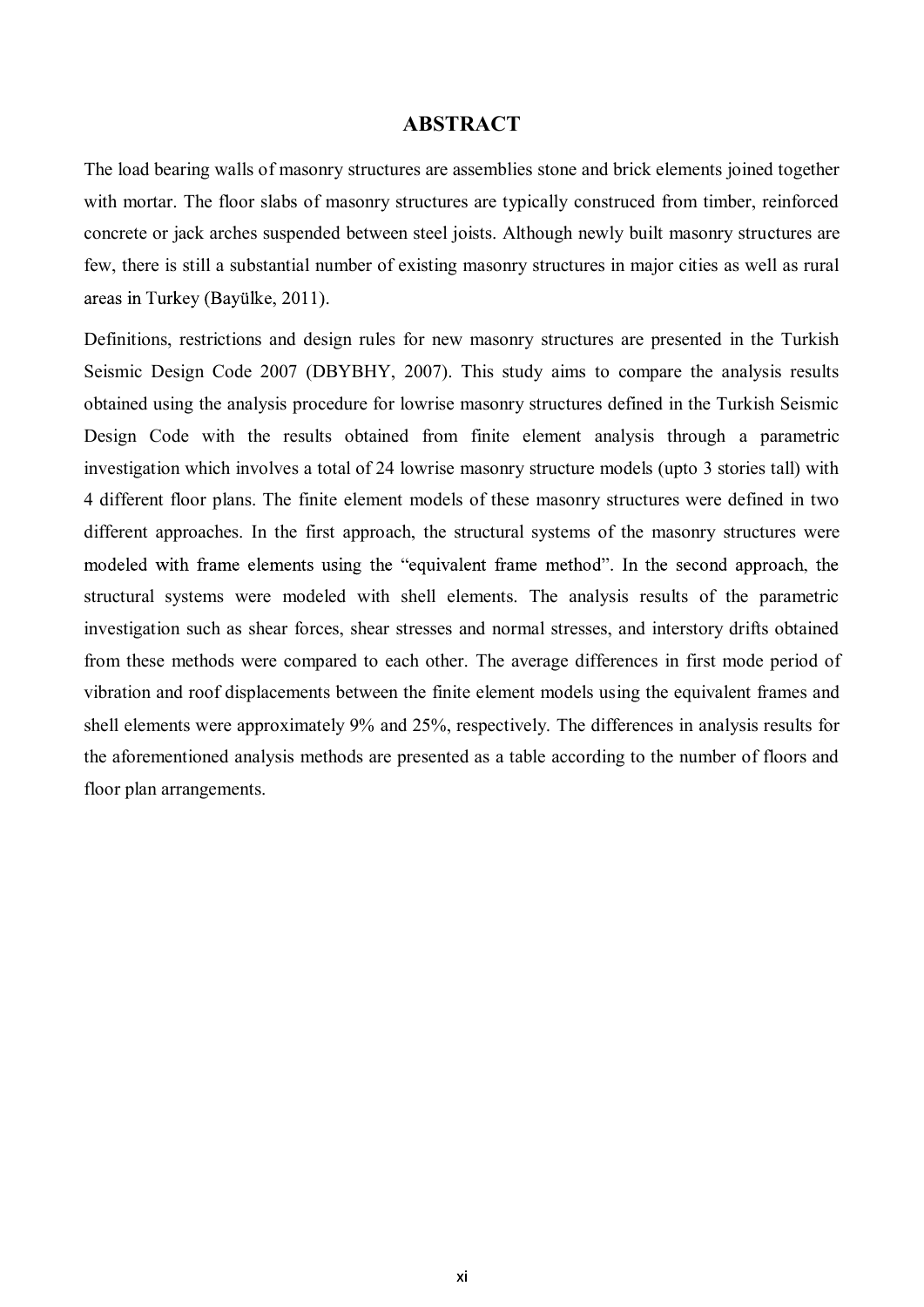# ABSTRACT

The load bearing walls of masonry structures are assemblies stone and brick elements joined together with mortar. The floor slabs of masonry structures are typically construced from timber, reinforced concrete or jack arches suspended between steel joists. Although newly built masonry structures are few, there is still a substantial number of existing masonry structures in major cities as well as rural areas in Turkey (Bayülke, 2011).

Definitions, restrictions and design rules for new masonry structures are presented in the Turkish Seismic Design Code 2007 (DBYBHY, 2007). This study aims to compare the analysis results obtained using the analysis procedure for lowrise masonry structures defined in the Turkish Seismic Design Code with the results obtained from finite element analysis through a parametric investigation which involves a total of 24 lowrise masonry structure models (upto 3 stories tall) with 4 different floor plans. The finite element models of these masonry structures were defined in two different approaches. In the first approach, the structural systems of the masonry structures were modeled with frame elements using the "equivalent frame method". In the second approach, the structural systems were modeled with shell elements. The analysis results of the parametric investigation such as shear forces, shear stresses and normal stresses, and interstory drifts obtained from these methods were compared to each other. The average differences in first mode period of vibration and roof displacements between the finite element models using the equivalent frames and shell elements were approximately 9% and 25%, respectively. The differences in analysis results for the aforementioned analysis methods are presented as a table according to the number of floors and floor plan arrangements.